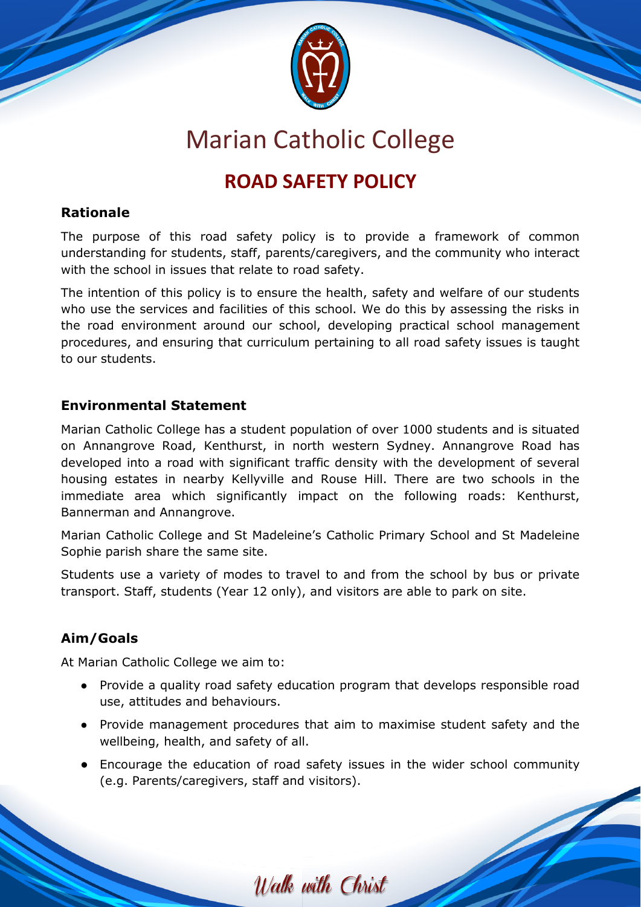# Marian Catholic College

## ROAD SAFETY POLICY

### Rationale

The purpose of this road safety policy is to provide a framework of common understanding for students, staff, parents/caregivers, and the community who interact with the school in issues that relate to road safety.

The intention of this policy is to ensure the health, safety and welfare of our students who use the services and facilities of this school. We do this by assessing the risks in the road environment around our school, developing practical school management procedures, and ensuring that curriculum pertaining to all road safety issues is taught to our students.

### Environmental Statement

Marian Catholic College has a student population of over 1000 students and is situated on Annangrove Road, Kenthurst, in north western Sydney. Annangrove Road has developed into a road with significant traffic density with the development of several housing estates in nearby Kellyville and Rouse Hill. There are two schools in the immediate area which significantly impact on the following roads: Kenthurst, Bannerman and Annangrove.

Marian Catholic College and St Madeleine's Catholic Primary School and St Madeleine Sophie parish share the same site.

Students use a variety of modes to travel to and from the school by bus or private transport. Staff, students (Year 12 only), and visitors are able to park on site.

### Aim/Goals

At Marian Catholic College we aim to:

- Provide a quality road safety education program that develops responsible road use, attitudes and behaviours.
- Provide management procedures that aim to maximise student safety and the wellbeing, health, and safety of all.
- Encourage the education of road safety issues in the wider school community (e.g. Parents/caregivers, staff and visitors).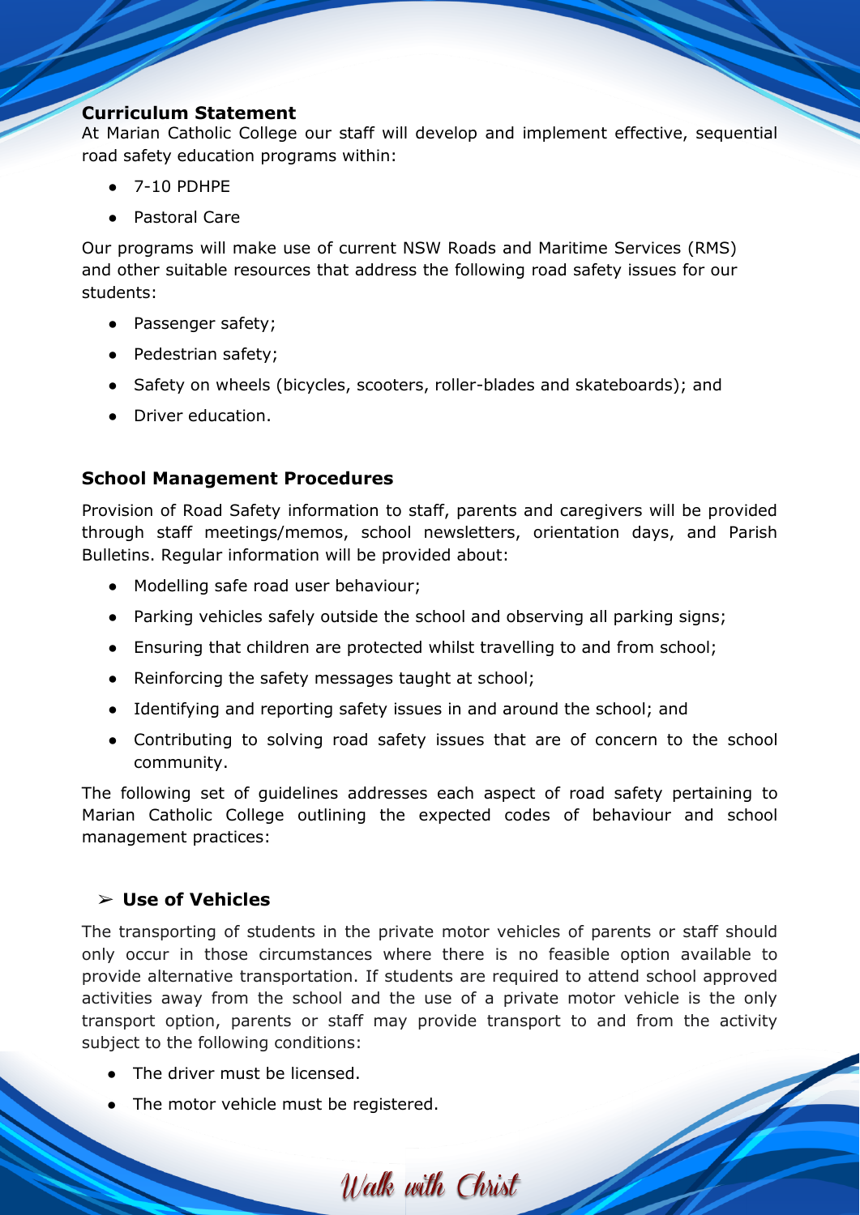**Curriculum Statement**

At Marian Catholic College our staff will develop and implement effective, sequential road safety education programs within:

- 7-10 PDHPE
- Pastoral Care

Our programs will make use of current NSW Roads and Maritime Services (RMS) and other suitable resources that address the following road safety issues for our students:

- Passenger safety;
- Pedestrian safety;
- Safety on wheels (bicycles, scooters, roller-blades and skateboards); and
- Driver education.

**School Management Procedures**

Provision of Road Safety information to staff, parents and caregivers will be provided through staff meetings/memos, school newsletters, orientation days, and Parish Bulletins. Regular information will be provided about:

- Modelling safe road user behaviour;
- Parking vehicles safely outside the school and observing all parking signs;
- Ensuring that children are protected whilst travelling to and from school;
- Reinforcing the safety messages taught at school;
- Identifying and reporting safety issues in and around the school; and
- Contributing to solving road safety issues that are of concern to the school community.

The following set of guidelines addresses each aspect of road safety pertaining to Marian Catholic College outlining the expected codes of behaviour and school management practices:

➢ **Use of Vehicles**

The transporting of students in the private motor vehicles of parents or staff should only occur in those circumstances where there is no feasible option available to provide alternative transportation. If students are required to attend school approved activities away from the school and the use of a private motor vehicle is the only transport option, parents or staff may provide transport to and from the activity subject to the following conditions:

- The driver must be licensed.
- The motor vehicle must be registered.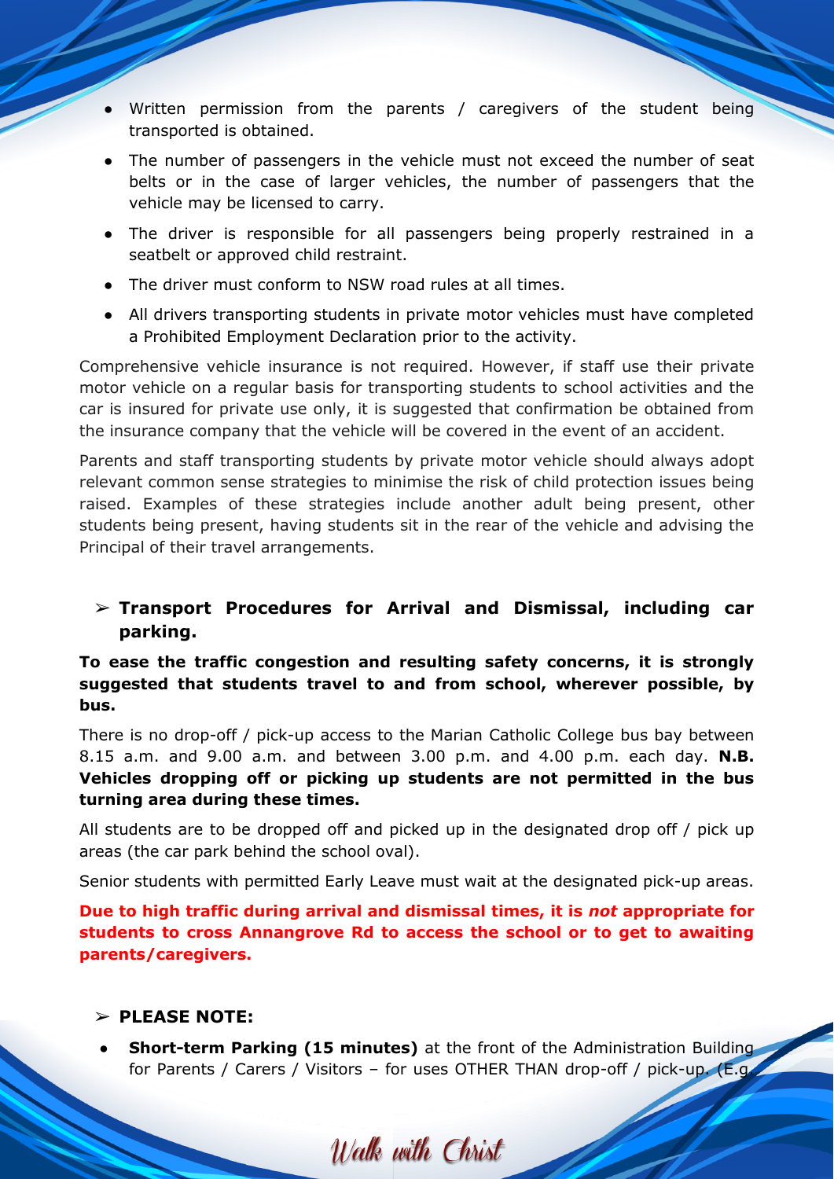- Written permission from the parents / caregivers of the student being transported is obtained.
- The number of passengers in the vehicle must not exceed the number of seat belts or in the case of larger vehicles, the number of passengers that the vehicle may be licensed to carry.
- The driver is responsible for all passengers being properly restrained in a seatbelt or approved child restraint.
- The driver must conform to NSW road rules at all times.
- All drivers transporting students in private motor vehicles must have completed a Prohibited Employment Declaration prior to the activity.

Comprehensive vehicle insurance is not required. However, if staff use their private motor vehicle on a regular basis for transporting students to school activities and the car is insured for private use only, it is suggested that confirmation be obtained from the insurance company that the vehicle will be covered in the event of an accident.

Parents and staff transporting students by private motor vehicle should always adopt relevant common sense strategies to minimise the risk of child protection issues being raised. Examples of these strategies include another adult being present, other students being present, having students sit in the rear of the vehicle and advising the Principal of their travel arrangements.

➢ **Transport Procedures for Arrival and Dismissal, including car parking.**

**To ease the traffic congestion and resulting safety concerns, it is strongly suggested that students travel to and from school, wherever possible, by bus.**

There is no drop-off / pick-up access to the Marian Catholic College bus bay between 8.15 a.m. and 9.00 a.m. and between 3.00 p.m. and 4.00 p.m. each day. **N.B. Vehicles dropping off or picking up students are not permitted in the bus turning area during these times.**

All students are to be dropped off and picked up in the designated drop off / pick up areas (the car park behind the school oval).

Senior students with permitted Early Leave must wait at the designated pick-up areas.

**Due to high traffic during arrival and dismissal times, it is *not* appropriate for students to cross Annangrove Rd to access the school or to get to awaiting parents/caregivers.**

➢ **PLEASE NOTE:**

- **Short-term Parking (15 minutes)** at the front of the Administration Building for Parents / Carers / Visitors – for uses OTHER THAN drop-off / pick-up. (E.g.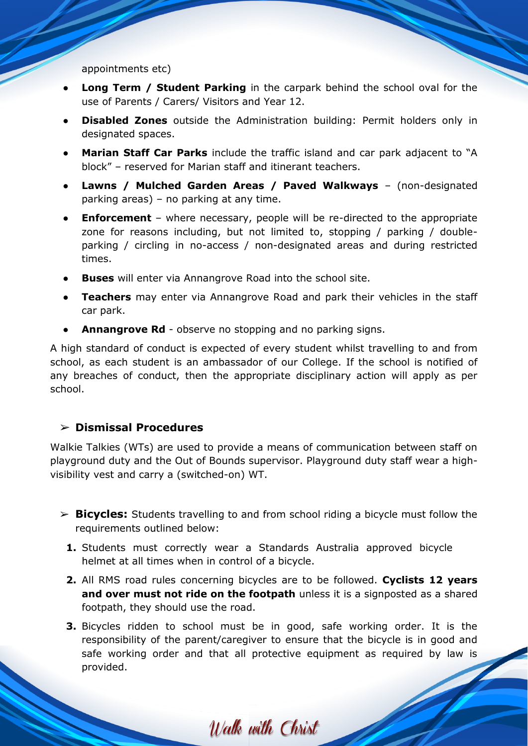appointments etc)

- **Long Term / Student Parking** in the carpark behind the school oval for the use of Parents / Carers/ Visitors and Year 12.
- **Disabled Zones** outside the Administration building: Permit holders only in designated spaces.
- **Marian Staff Car Parks** include the traffic island and car park adjacent to "A block" – reserved for Marian staff and itinerant teachers.
- **Lawns / Mulched Garden Areas / Paved Walkways** – (non-designated parking areas) – no parking at any time.
- **Enforcement** – where necessary, people will be re-directed to the appropriate zone for reasons including, but not limited to, stopping / parking / double-parking / circling in no-access / non-designated areas and during restricted times.
- **Buses** will enter via Annangrove Road into the school site.
- **Teachers** may enter via Annangrove Road and park their vehicles in the staff car park.
- **Annangrove Rd** - observe no stopping and no parking signs.

A high standard of conduct is expected of every student whilst travelling to and from school, as each student is an ambassador of our College. If the school is notified of any breaches of conduct, then the appropriate disciplinary action will apply as per school.

### ➢ Dismissal Procedures

Walkie Talkies (WTs) are used to provide a means of communication between staff on playground duty and the Out of Bounds supervisor. Playground duty staff wear a high-visibility vest and carry a (switched-on) WT.

➢ **Bicycles:** Students travelling to and from school riding a bicycle must follow the requirements outlined below:

1. Students must correctly wear a Standards Australia approved bicycle helmet at all times when in control of a bicycle.
2. All RMS road rules concerning bicycles are to be followed. **Cyclists 12 years and over must not ride on the footpath** unless it is a signposted as a shared footpath, they should use the road.
3. Bicycles ridden to school must be in good, safe working order. It is the responsibility of the parent/caregiver to ensure that the bicycle is in good and safe working order and that all protective equipment as required by law is provided.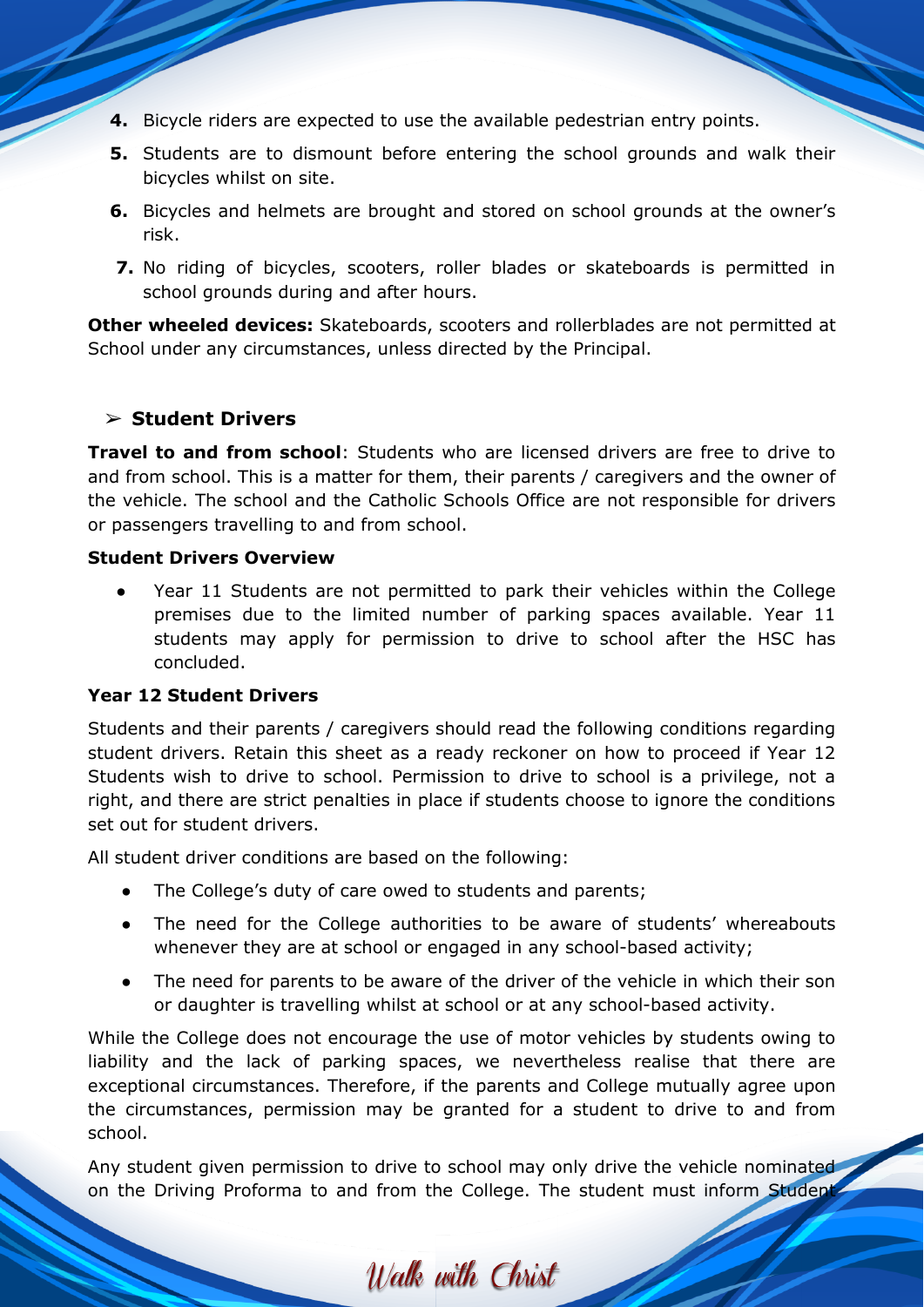4. Bicycle riders are expected to use the available pedestrian entry points.
5. Students are to dismount before entering the school grounds and walk their bicycles whilst on site.
6. Bicycles and helmets are brought and stored on school grounds at the owner's risk.
7. No riding of bicycles, scooters, roller blades or skateboards is permitted in school grounds during and after hours.

**Other wheeled devices:** Skateboards, scooters and rollerblades are not permitted at School under any circumstances, unless directed by the Principal.

## ➢ Student Drivers

**Travel to and from school**: Students who are licensed drivers are free to drive to and from school. This is a matter for them, their parents / caregivers and the owner of the vehicle. The school and the Catholic Schools Office are not responsible for drivers or passengers travelling to and from school.

**Student Drivers Overview**

- Year 11 Students are not permitted to park their vehicles within the College premises due to the limited number of parking spaces available. Year 11 students may apply for permission to drive to school after the HSC has concluded.

**Year 12 Student Drivers**

Students and their parents / caregivers should read the following conditions regarding student drivers. Retain this sheet as a ready reckoner on how to proceed if Year 12 Students wish to drive to school. Permission to drive to school is a privilege, not a right, and there are strict penalties in place if students choose to ignore the conditions set out for student drivers.

All student driver conditions are based on the following:

- The College's duty of care owed to students and parents;
- The need for the College authorities to be aware of students' whereabouts whenever they are at school or engaged in any school-based activity;
- The need for parents to be aware of the driver of the vehicle in which their son or daughter is travelling whilst at school or at any school-based activity.

While the College does not encourage the use of motor vehicles by students owing to liability and the lack of parking spaces, we nevertheless realise that there are exceptional circumstances. Therefore, if the parents and College mutually agree upon the circumstances, permission may be granted for a student to drive to and from school.

Any student given permission to drive to school may only drive the vehicle nominated on the Driving Proforma to and from the College. The student must inform Student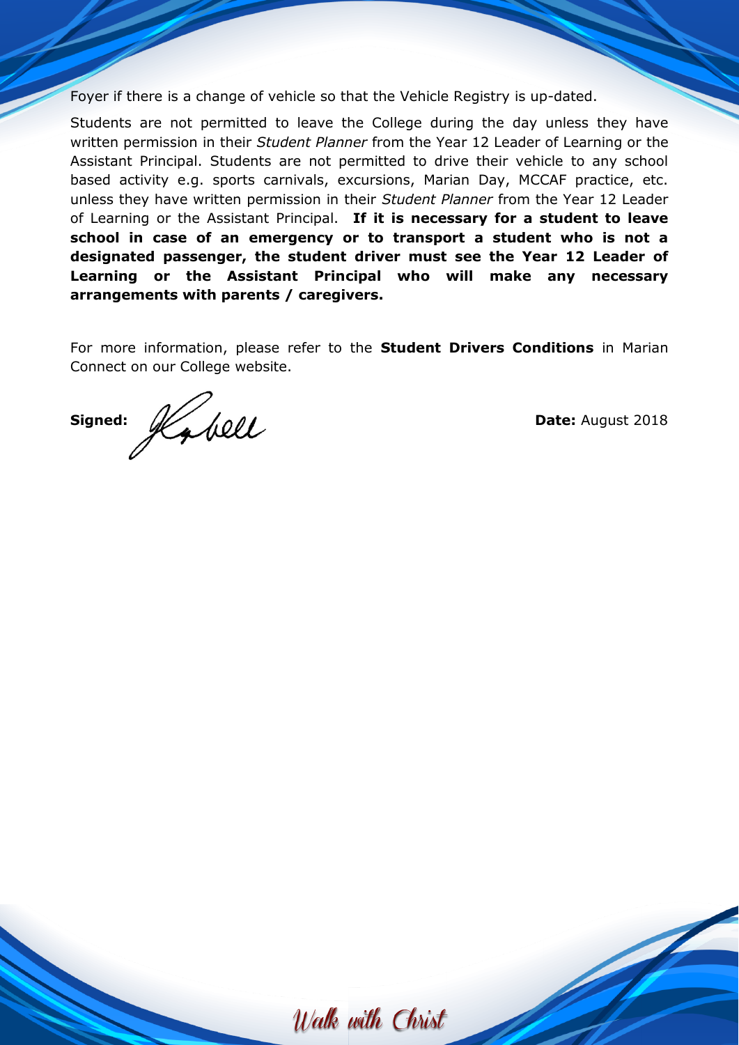Foyer if there is a change of vehicle so that the Vehicle Registry is up-dated.

Students are not permitted to leave the College during the day unless they have written permission in their *Student Planner* from the Year 12 Leader of Learning or the Assistant Principal. Students are not permitted to drive their vehicle to any school based activity e.g. sports carnivals, excursions, Marian Day, MCCAF practice, etc. unless they have written permission in their *Student Planner* from the Year 12 Leader of Learning or the Assistant Principal. **If it is necessary for a student to leave school in case of an emergency or to transport a student who is not a designated passenger, the student driver must see the Year 12 Leader of Learning or the Assistant Principal who will make any necessary arrangements with parents / caregivers.**

For more information, please refer to the **Student Drivers Conditions** in Marian Connect on our College website.

**Signed:** 

**Date:** August 2018